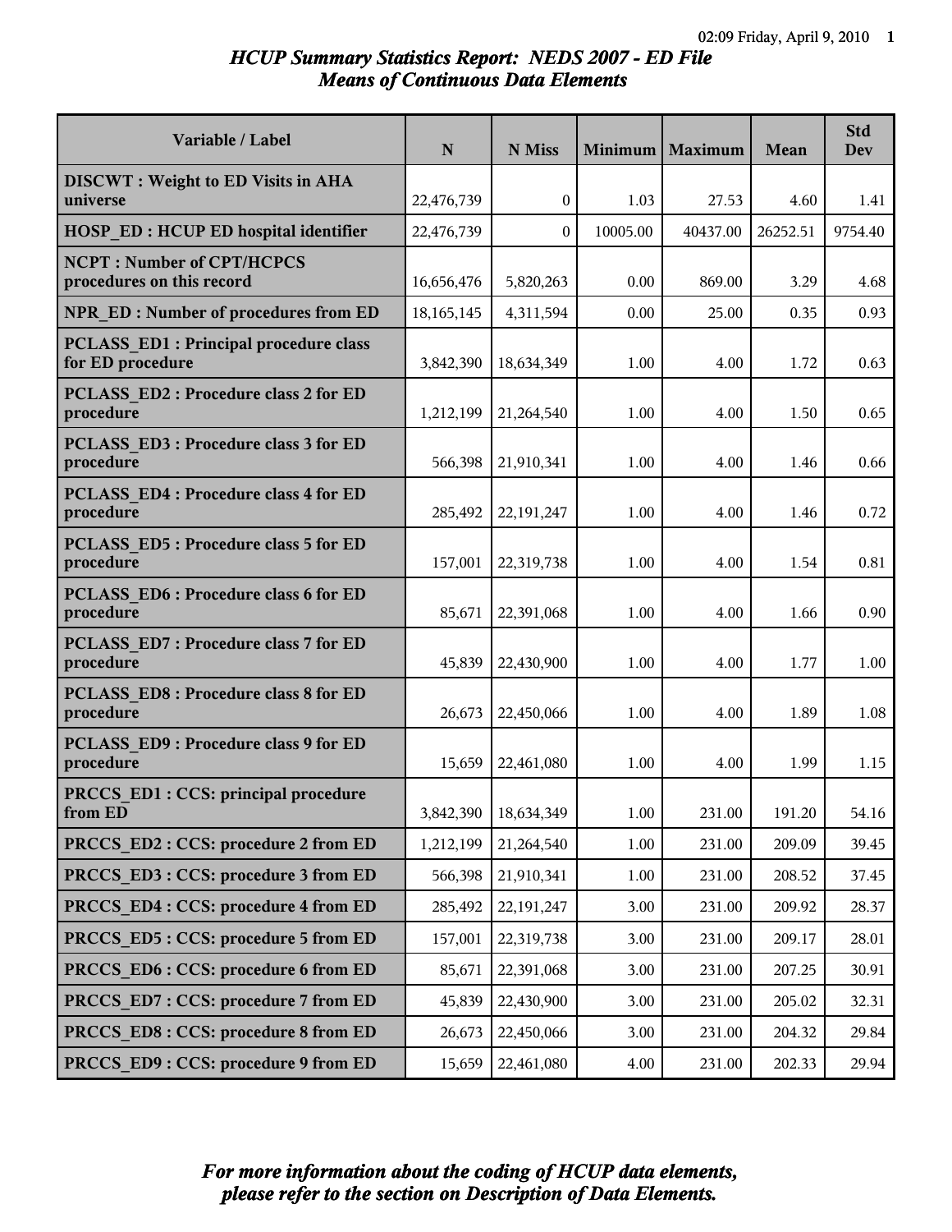# HCUP Summary Statistics Report: NEDS 2007 - ED File

## Means of Continuous Data Elements

| Variable / Label | N | N Miss | Minimum | Maximum | Mean | Std Dev |
|---|---|---|---|---|---|---|
| **DISCWT : Weight to ED Visits in AHA universe** | 22,476,739 | 0 | 1.03 | 27.53 | 4.60 | 1.41 |
| **HOSP_ED : HCUP ED hospital identifier** | 22,476,739 | 0 | 10005.00 | 40437.00 | 26252.51 | 9754.40 |
| **NCPT : Number of CPT/HCPCS procedures on this record** | 16,656,476 | 5,820,263 | 0.00 | 869.00 | 3.29 | 4.68 |
| **NPR_ED : Number of procedures from ED** | 18,165,145 | 4,311,594 | 0.00 | 25.00 | 0.35 | 0.93 |
| **PCLASS_ED1 : Principal procedure class for ED procedure** | 3,842,390 | 18,634,349 | 1.00 | 4.00 | 1.72 | 0.63 |
| **PCLASS_ED2 : Procedure class 2 for ED procedure** | 1,212,199 | 21,264,540 | 1.00 | 4.00 | 1.50 | 0.65 |
| **PCLASS_ED3 : Procedure class 3 for ED procedure** | 566,398 | 21,910,341 | 1.00 | 4.00 | 1.46 | 0.66 |
| **PCLASS_ED4 : Procedure class 4 for ED procedure** | 285,492 | 22,191,247 | 1.00 | 4.00 | 1.46 | 0.72 |
| **PCLASS_ED5 : Procedure class 5 for ED procedure** | 157,001 | 22,319,738 | 1.00 | 4.00 | 1.54 | 0.81 |
| **PCLASS_ED6 : Procedure class 6 for ED procedure** | 85,671 | 22,391,068 | 1.00 | 4.00 | 1.66 | 0.90 |
| **PCLASS_ED7 : Procedure class 7 for ED procedure** | 45,839 | 22,430,900 | 1.00 | 4.00 | 1.77 | 1.00 |
| **PCLASS_ED8 : Procedure class 8 for ED procedure** | 26,673 | 22,450,066 | 1.00 | 4.00 | 1.89 | 1.08 |
| **PCLASS_ED9 : Procedure class 9 for ED procedure** | 15,659 | 22,461,080 | 1.00 | 4.00 | 1.99 | 1.15 |
| **PRCCS_ED1 : CCS: principal procedure from ED** | 3,842,390 | 18,634,349 | 1.00 | 231.00 | 191.20 | 54.16 |
| **PRCCS_ED2 : CCS: procedure 2 from ED** | 1,212,199 | 21,264,540 | 1.00 | 231.00 | 209.09 | 39.45 |
| **PRCCS_ED3 : CCS: procedure 3 from ED** | 566,398 | 21,910,341 | 1.00 | 231.00 | 208.52 | 37.45 |
| **PRCCS_ED4 : CCS: procedure 4 from ED** | 285,492 | 22,191,247 | 3.00 | 231.00 | 209.92 | 28.37 |
| **PRCCS_ED5 : CCS: procedure 5 from ED** | 157,001 | 22,319,738 | 3.00 | 231.00 | 209.17 | 28.01 |
| **PRCCS_ED6 : CCS: procedure 6 from ED** | 85,671 | 22,391,068 | 3.00 | 231.00 | 207.25 | 30.91 |
| **PRCCS_ED7 : CCS: procedure 7 from ED** | 45,839 | 22,430,900 | 3.00 | 231.00 | 205.02 | 32.31 |
| **PRCCS_ED8 : CCS: procedure 8 from ED** | 26,673 | 22,450,066 | 3.00 | 231.00 | 204.32 | 29.84 |
| **PRCCS_ED9 : CCS: procedure 9 from ED** | 15,659 | 22,461,080 | 4.00 | 231.00 | 202.33 | 29.94 |

***For more information about the coding of HCUP data elements, please refer to the section on Description of Data Elements.***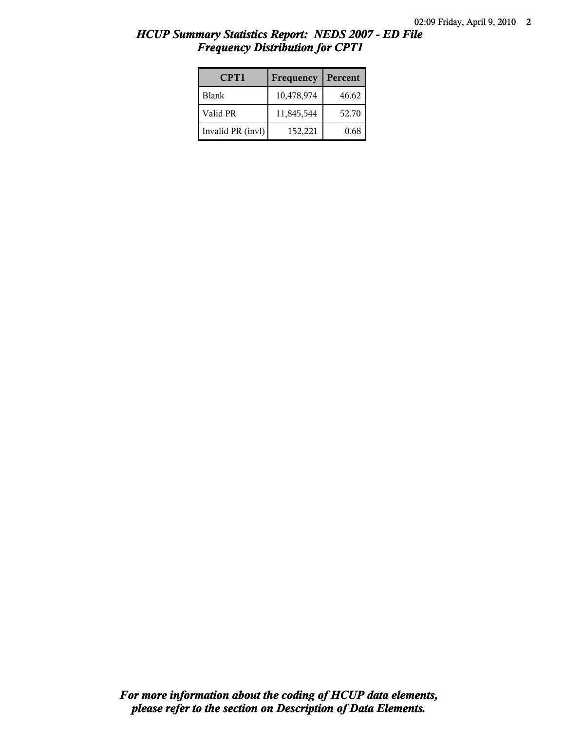# HCUP Summary Statistics Report: NEDS 2007 - ED File
## Frequency Distribution for CPT1

| CPT1 | Frequency | Percent |
|---|---|---|
| Blank | 10,478,974 | 46.62 |
| Valid PR | 11,845,544 | 52.70 |
| Invalid PR (invl) | 152,221 | 0.68 |

***For more information about the coding of HCUP data elements, please refer to the section on Description of Data Elements.***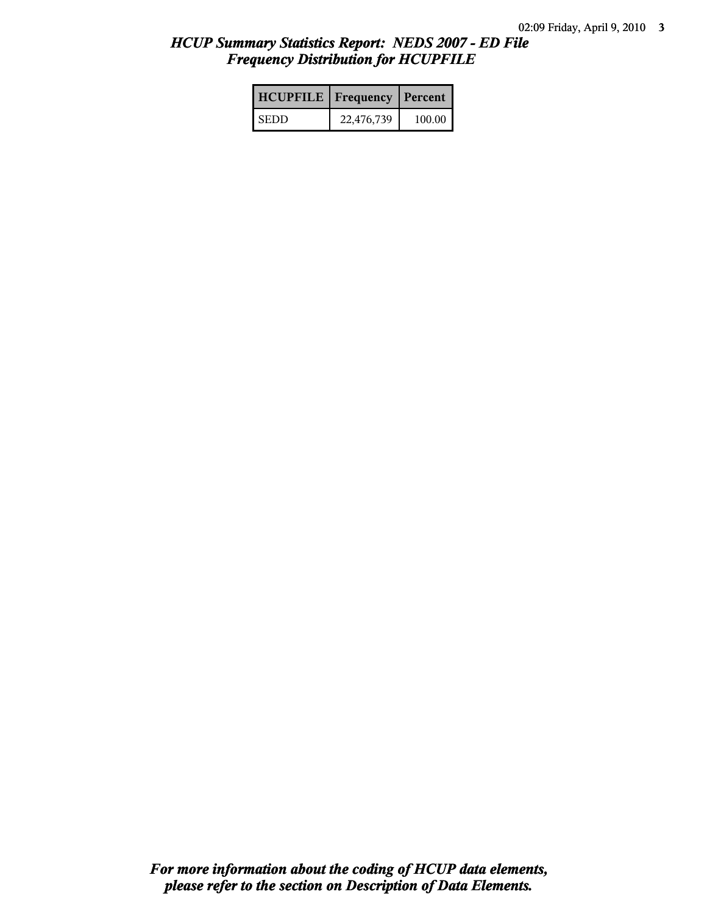# *HCUP Summary Statistics Report: NEDS 2007 - ED File*
## *Frequency Distribution for HCUPFILE*

| HCUPFILE | Frequency | Percent |
|---|---|---|
| SEDD | 22,476,739 | 100.00 |

***For more information about the coding of HCUP data elements, please refer to the section on Description of Data Elements.***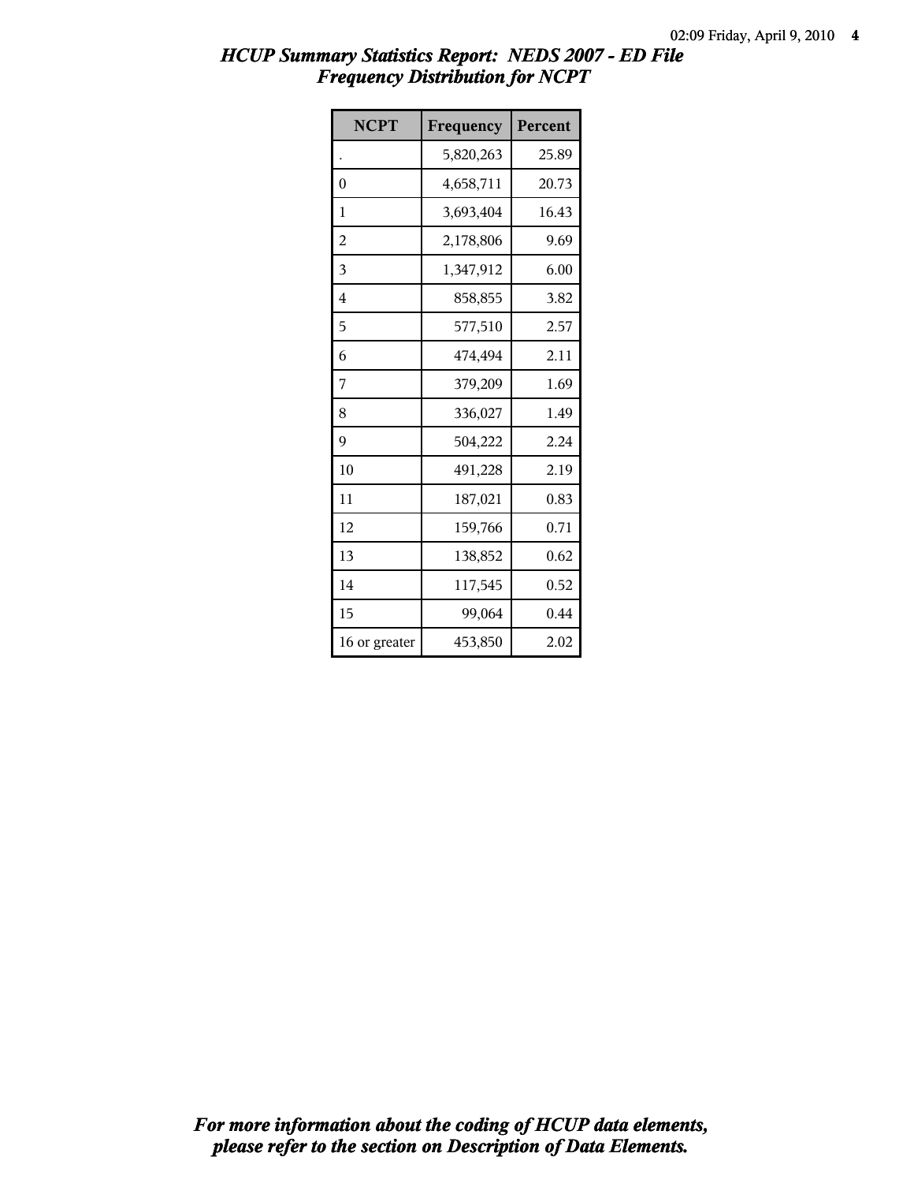## *HCUP Summary Statistics Report: NEDS 2007 - ED File*
## *Frequency Distribution for NCPT*

| NCPT | Frequency | Percent |
|---|---|---|
| . | 5,820,263 | 25.89 |
| 0 | 4,658,711 | 20.73 |
| 1 | 3,693,404 | 16.43 |
| 2 | 2,178,806 | 9.69 |
| 3 | 1,347,912 | 6.00 |
| 4 | 858,855 | 3.82 |
| 5 | 577,510 | 2.57 |
| 6 | 474,494 | 2.11 |
| 7 | 379,209 | 1.69 |
| 8 | 336,027 | 1.49 |
| 9 | 504,222 | 2.24 |
| 10 | 491,228 | 2.19 |
| 11 | 187,021 | 0.83 |
| 12 | 159,766 | 0.71 |
| 13 | 138,852 | 0.62 |
| 14 | 117,545 | 0.52 |
| 15 | 99,064 | 0.44 |
| 16 or greater | 453,850 | 2.02 |

***For more information about the coding of HCUP data elements, please refer to the section on Description of Data Elements.***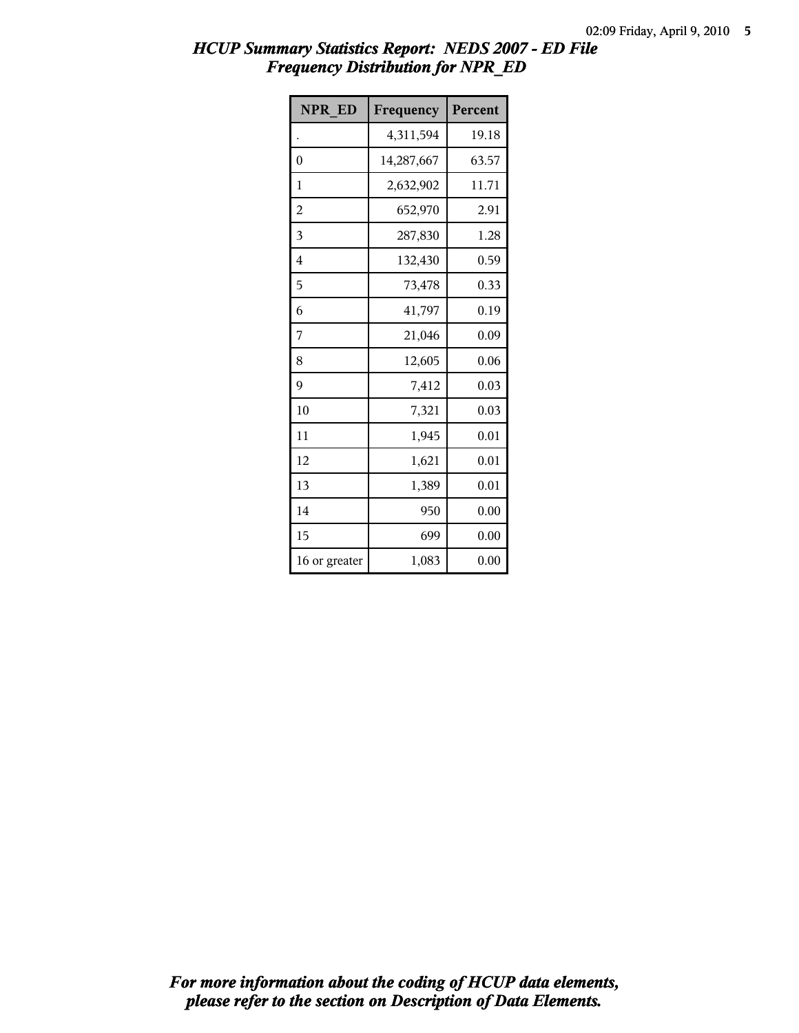## HCUP Summary Statistics Report: NEDS 2007 - ED File
## Frequency Distribution for NPR_ED

| NPR_ED | Frequency | Percent |
|---|---|---|
| . | 4,311,594 | 19.18 |
| 0 | 14,287,667 | 63.57 |
| 1 | 2,632,902 | 11.71 |
| 2 | 652,970 | 2.91 |
| 3 | 287,830 | 1.28 |
| 4 | 132,430 | 0.59 |
| 5 | 73,478 | 0.33 |
| 6 | 41,797 | 0.19 |
| 7 | 21,046 | 0.09 |
| 8 | 12,605 | 0.06 |
| 9 | 7,412 | 0.03 |
| 10 | 7,321 | 0.03 |
| 11 | 1,945 | 0.01 |
| 12 | 1,621 | 0.01 |
| 13 | 1,389 | 0.01 |
| 14 | 950 | 0.00 |
| 15 | 699 | 0.00 |
| 16 or greater | 1,083 | 0.00 |

***For more information about the coding of HCUP data elements, please refer to the section on Description of Data Elements.***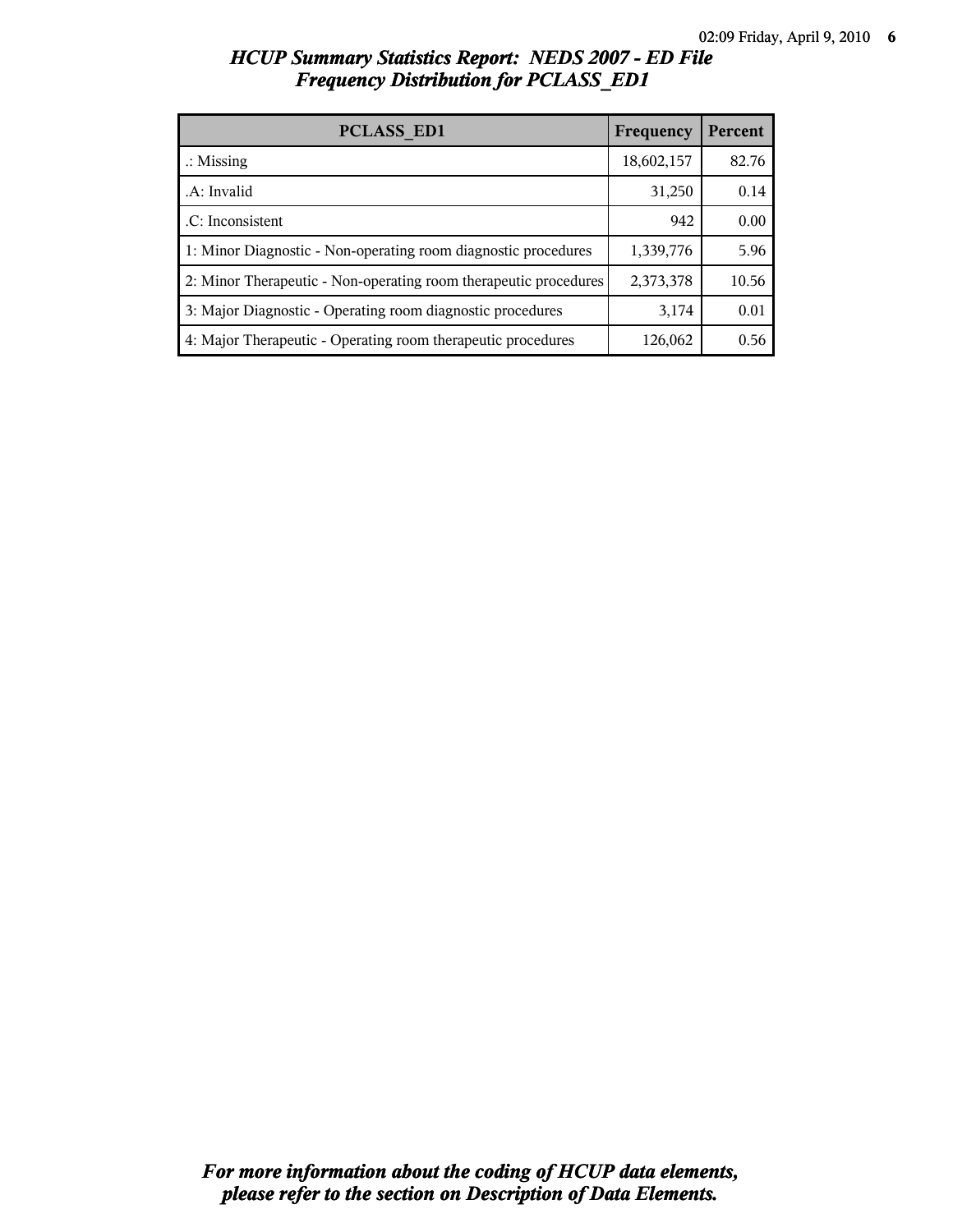# HCUP Summary Statistics Report: NEDS 2007 - ED File
## Frequency Distribution for PCLASS_ED1

| PCLASS_ED1 | Frequency | Percent |
|---|---|---|
| .: Missing | 18,602,157 | 82.76 |
| .A: Invalid | 31,250 | 0.14 |
| .C: Inconsistent | 942 | 0.00 |
| 1: Minor Diagnostic - Non-operating room diagnostic procedures | 1,339,776 | 5.96 |
| 2: Minor Therapeutic - Non-operating room therapeutic procedures | 2,373,378 | 10.56 |
| 3: Major Diagnostic - Operating room diagnostic procedures | 3,174 | 0.01 |
| 4: Major Therapeutic - Operating room therapeutic procedures | 126,062 | 0.56 |

*For more information about the coding of HCUP data elements, please refer to the section on Description of Data Elements.*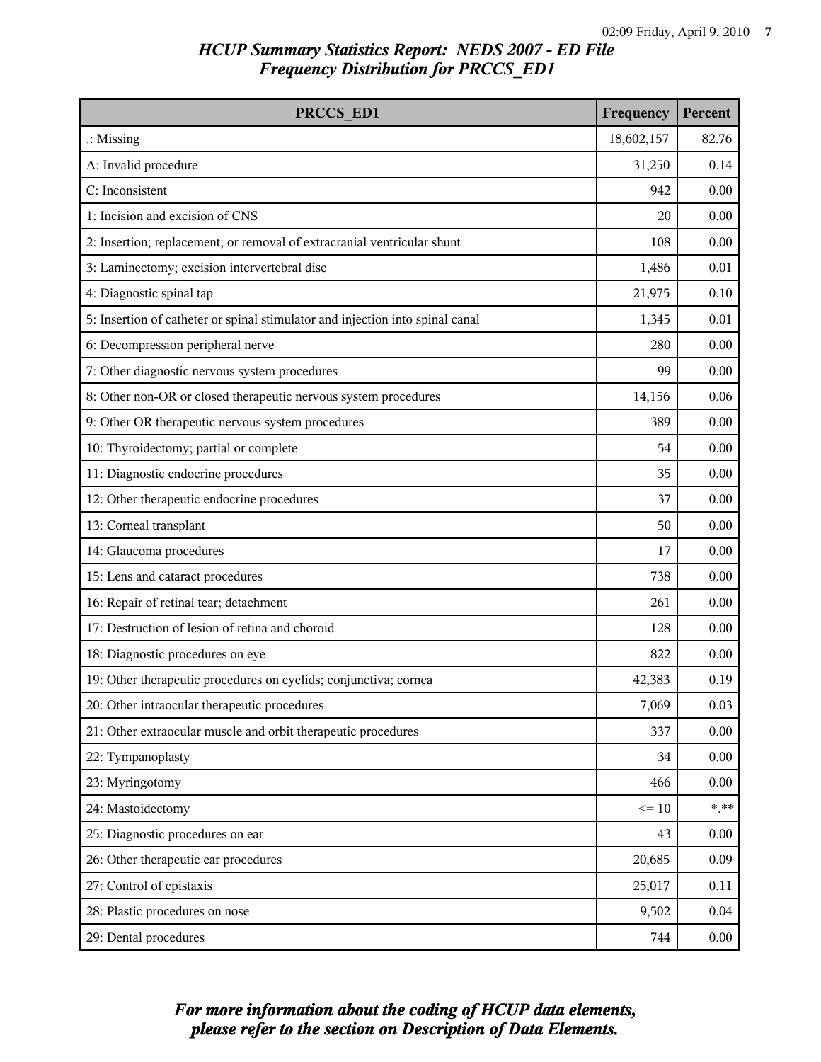*HCUP Summary Statistics Report: NEDS 2007 - ED File*
*Frequency Distribution for PRCCS_ED1*

| PRCCS_ED1 | Frequency | Percent |
|---|---|---|
| .: Missing | 18,602,157 | 82.76 |
| A: Invalid procedure | 31,250 | 0.14 |
| C: Inconsistent | 942 | 0.00 |
| 1: Incision and excision of CNS | 20 | 0.00 |
| 2: Insertion; replacement; or removal of extracranial ventricular shunt | 108 | 0.00 |
| 3: Laminectomy; excision intervertebral disc | 1,486 | 0.01 |
| 4: Diagnostic spinal tap | 21,975 | 0.10 |
| 5: Insertion of catheter or spinal stimulator and injection into spinal canal | 1,345 | 0.01 |
| 6: Decompression peripheral nerve | 280 | 0.00 |
| 7: Other diagnostic nervous system procedures | 99 | 0.00 |
| 8: Other non-OR or closed therapeutic nervous system procedures | 14,156 | 0.06 |
| 9: Other OR therapeutic nervous system procedures | 389 | 0.00 |
| 10: Thyroidectomy; partial or complete | 54 | 0.00 |
| 11: Diagnostic endocrine procedures | 35 | 0.00 |
| 12: Other therapeutic endocrine procedures | 37 | 0.00 |
| 13: Corneal transplant | 50 | 0.00 |
| 14: Glaucoma procedures | 17 | 0.00 |
| 15: Lens and cataract procedures | 738 | 0.00 |
| 16: Repair of retinal tear; detachment | 261 | 0.00 |
| 17: Destruction of lesion of retina and choroid | 128 | 0.00 |
| 18: Diagnostic procedures on eye | 822 | 0.00 |
| 19: Other therapeutic procedures on eyelids; conjunctiva; cornea | 42,383 | 0.19 |
| 20: Other intraocular therapeutic procedures | 7,069 | 0.03 |
| 21: Other extraocular muscle and orbit therapeutic procedures | 337 | 0.00 |
| 22: Tympanoplasty | 34 | 0.00 |
| 23: Myringotomy | 466 | 0.00 |
| 24: Mastoidectomy | <= 10 | *.** |
| 25: Diagnostic procedures on ear | 43 | 0.00 |
| 26: Other therapeutic ear procedures | 20,685 | 0.09 |
| 27: Control of epistaxis | 25,017 | 0.11 |
| 28: Plastic procedures on nose | 9,502 | 0.04 |
| 29: Dental procedures | 744 | 0.00 |

*For more information about the coding of HCUP data elements, please refer to the section on Description of Data Elements.*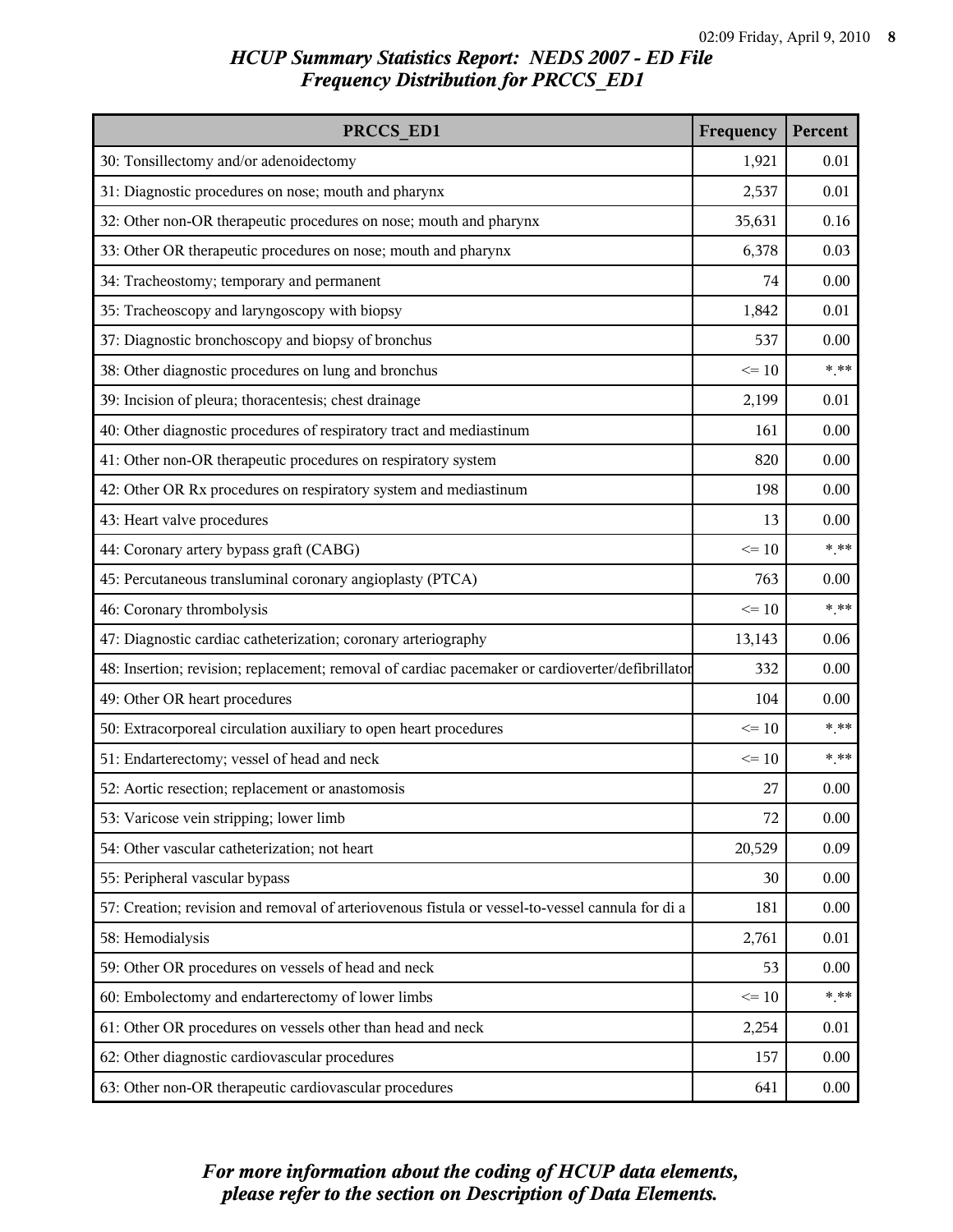# HCUP Summary Statistics Report: NEDS 2007 - ED File
## Frequency Distribution for PRCCS_ED1

| PRCCS_ED1 | Frequency | Percent |
|---|---|---|
| 30: Tonsillectomy and/or adenoidectomy | 1,921 | 0.01 |
| 31: Diagnostic procedures on nose; mouth and pharynx | 2,537 | 0.01 |
| 32: Other non-OR therapeutic procedures on nose; mouth and pharynx | 35,631 | 0.16 |
| 33: Other OR therapeutic procedures on nose; mouth and pharynx | 6,378 | 0.03 |
| 34: Tracheostomy; temporary and permanent | 74 | 0.00 |
| 35: Tracheoscopy and laryngoscopy with biopsy | 1,842 | 0.01 |
| 37: Diagnostic bronchoscopy and biopsy of bronchus | 537 | 0.00 |
| 38: Other diagnostic procedures on lung and bronchus | <= 10 | *.** |
| 39: Incision of pleura; thoracentesis; chest drainage | 2,199 | 0.01 |
| 40: Other diagnostic procedures of respiratory tract and mediastinum | 161 | 0.00 |
| 41: Other non-OR therapeutic procedures on respiratory system | 820 | 0.00 |
| 42: Other OR Rx procedures on respiratory system and mediastinum | 198 | 0.00 |
| 43: Heart valve procedures | 13 | 0.00 |
| 44: Coronary artery bypass graft (CABG) | <= 10 | *.** |
| 45: Percutaneous transluminal coronary angioplasty (PTCA) | 763 | 0.00 |
| 46: Coronary thrombolysis | <= 10 | *.** |
| 47: Diagnostic cardiac catheterization; coronary arteriography | 13,143 | 0.06 |
| 48: Insertion; revision; replacement; removal of cardiac pacemaker or cardioverter/defibrillator | 332 | 0.00 |
| 49: Other OR heart procedures | 104 | 0.00 |
| 50: Extracorporeal circulation auxiliary to open heart procedures | <= 10 | *.** |
| 51: Endarterectomy; vessel of head and neck | <= 10 | *.** |
| 52: Aortic resection; replacement or anastomosis | 27 | 0.00 |
| 53: Varicose vein stripping; lower limb | 72 | 0.00 |
| 54: Other vascular catheterization; not heart | 20,529 | 0.09 |
| 55: Peripheral vascular bypass | 30 | 0.00 |
| 57: Creation; revision and removal of arteriovenous fistula or vessel-to-vessel cannula for di a | 181 | 0.00 |
| 58: Hemodialysis | 2,761 | 0.01 |
| 59: Other OR procedures on vessels of head and neck | 53 | 0.00 |
| 60: Embolectomy and endarterectomy of lower limbs | <= 10 | *.** |
| 61: Other OR procedures on vessels other than head and neck | 2,254 | 0.01 |
| 62: Other diagnostic cardiovascular procedures | 157 | 0.00 |
| 63: Other non-OR therapeutic cardiovascular procedures | 641 | 0.00 |

*For more information about the coding of HCUP data elements, please refer to the section on Description of Data Elements.*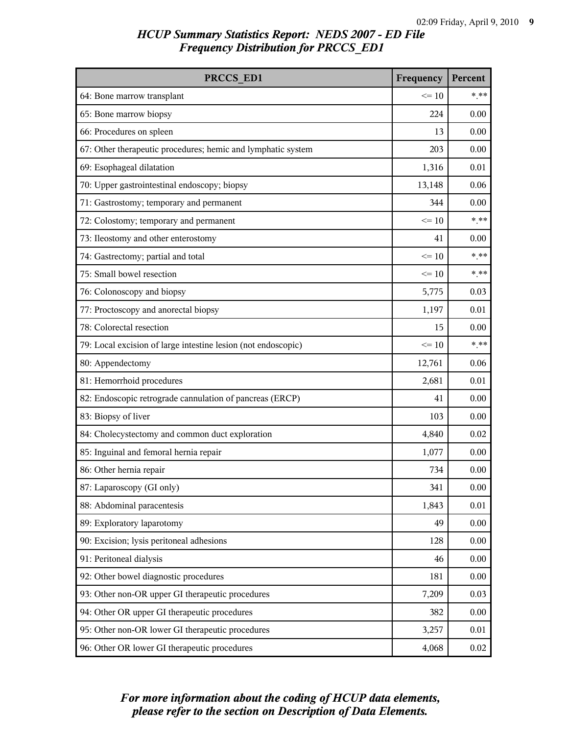## *HCUP Summary Statistics Report: NEDS 2007 - ED File*
## *Frequency Distribution for PRCCS_ED1*

| PRCCS_ED1 | Frequency | Percent |
|---|---|---|
| 64: Bone marrow transplant | <= 10 | *.** |
| 65: Bone marrow biopsy | 224 | 0.00 |
| 66: Procedures on spleen | 13 | 0.00 |
| 67: Other therapeutic procedures; hemic and lymphatic system | 203 | 0.00 |
| 69: Esophageal dilatation | 1,316 | 0.01 |
| 70: Upper gastrointestinal endoscopy; biopsy | 13,148 | 0.06 |
| 71: Gastrostomy; temporary and permanent | 344 | 0.00 |
| 72: Colostomy; temporary and permanent | <= 10 | *.** |
| 73: Ileostomy and other enterostomy | 41 | 0.00 |
| 74: Gastrectomy; partial and total | <= 10 | *.** |
| 75: Small bowel resection | <= 10 | *.** |
| 76: Colonoscopy and biopsy | 5,775 | 0.03 |
| 77: Proctoscopy and anorectal biopsy | 1,197 | 0.01 |
| 78: Colorectal resection | 15 | 0.00 |
| 79: Local excision of large intestine lesion (not endoscopic) | <= 10 | *.** |
| 80: Appendectomy | 12,761 | 0.06 |
| 81: Hemorrhoid procedures | 2,681 | 0.01 |
| 82: Endoscopic retrograde cannulation of pancreas (ERCP) | 41 | 0.00 |
| 83: Biopsy of liver | 103 | 0.00 |
| 84: Cholecystectomy and common duct exploration | 4,840 | 0.02 |
| 85: Inguinal and femoral hernia repair | 1,077 | 0.00 |
| 86: Other hernia repair | 734 | 0.00 |
| 87: Laparoscopy (GI only) | 341 | 0.00 |
| 88: Abdominal paracentesis | 1,843 | 0.01 |
| 89: Exploratory laparotomy | 49 | 0.00 |
| 90: Excision; lysis peritoneal adhesions | 128 | 0.00 |
| 91: Peritoneal dialysis | 46 | 0.00 |
| 92: Other bowel diagnostic procedures | 181 | 0.00 |
| 93: Other non-OR upper GI therapeutic procedures | 7,209 | 0.03 |
| 94: Other OR upper GI therapeutic procedures | 382 | 0.00 |
| 95: Other non-OR lower GI therapeutic procedures | 3,257 | 0.01 |
| 96: Other OR lower GI therapeutic procedures | 4,068 | 0.02 |

***For more information about the coding of HCUP data elements, please refer to the section on Description of Data Elements.***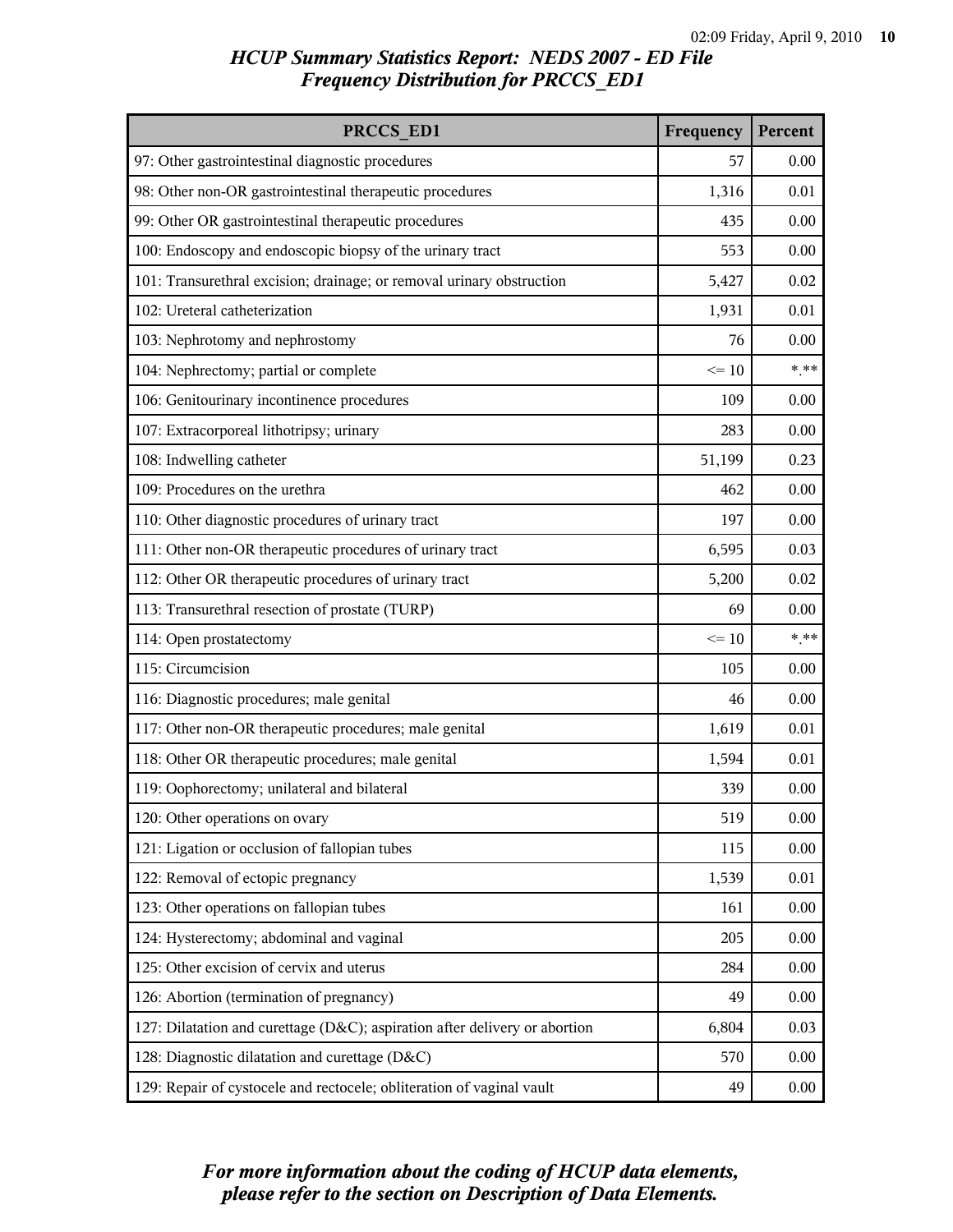## HCUP Summary Statistics Report: NEDS 2007 - ED File
## Frequency Distribution for PRCCS_ED1

| PRCCS_ED1 | Frequency | Percent |
|---|---|---|
| 97: Other gastrointestinal diagnostic procedures | 57 | 0.00 |
| 98: Other non-OR gastrointestinal therapeutic procedures | 1,316 | 0.01 |
| 99: Other OR gastrointestinal therapeutic procedures | 435 | 0.00 |
| 100: Endoscopy and endoscopic biopsy of the urinary tract | 553 | 0.00 |
| 101: Transurethral excision; drainage; or removal urinary obstruction | 5,427 | 0.02 |
| 102: Ureteral catheterization | 1,931 | 0.01 |
| 103: Nephrotomy and nephrostomy | 76 | 0.00 |
| 104: Nephrectomy; partial or complete | <= 10 | *.** |
| 106: Genitourinary incontinence procedures | 109 | 0.00 |
| 107: Extracorporeal lithotripsy; urinary | 283 | 0.00 |
| 108: Indwelling catheter | 51,199 | 0.23 |
| 109: Procedures on the urethra | 462 | 0.00 |
| 110: Other diagnostic procedures of urinary tract | 197 | 0.00 |
| 111: Other non-OR therapeutic procedures of urinary tract | 6,595 | 0.03 |
| 112: Other OR therapeutic procedures of urinary tract | 5,200 | 0.02 |
| 113: Transurethral resection of prostate (TURP) | 69 | 0.00 |
| 114: Open prostatectomy | <= 10 | *.** |
| 115: Circumcision | 105 | 0.00 |
| 116: Diagnostic procedures; male genital | 46 | 0.00 |
| 117: Other non-OR therapeutic procedures; male genital | 1,619 | 0.01 |
| 118: Other OR therapeutic procedures; male genital | 1,594 | 0.01 |
| 119: Oophorectomy; unilateral and bilateral | 339 | 0.00 |
| 120: Other operations on ovary | 519 | 0.00 |
| 121: Ligation or occlusion of fallopian tubes | 115 | 0.00 |
| 122: Removal of ectopic pregnancy | 1,539 | 0.01 |
| 123: Other operations on fallopian tubes | 161 | 0.00 |
| 124: Hysterectomy; abdominal and vaginal | 205 | 0.00 |
| 125: Other excision of cervix and uterus | 284 | 0.00 |
| 126: Abortion (termination of pregnancy) | 49 | 0.00 |
| 127: Dilatation and curettage (D&C); aspiration after delivery or abortion | 6,804 | 0.03 |
| 128: Diagnostic dilatation and curettage (D&C) | 570 | 0.00 |
| 129: Repair of cystocele and rectocele; obliteration of vaginal vault | 49 | 0.00 |

*For more information about the coding of HCUP data elements, please refer to the section on Description of Data Elements.*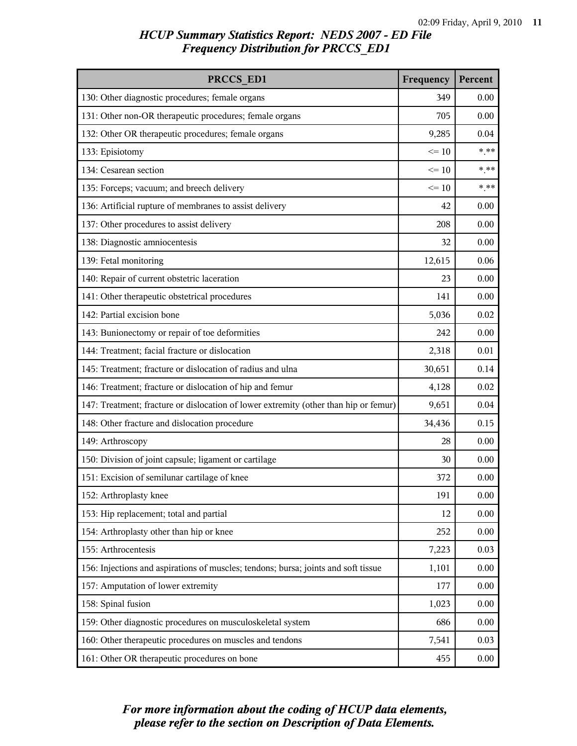# HCUP Summary Statistics Report: NEDS 2007 - ED File
## Frequency Distribution for PRCCS_ED1

| PRCCS_ED1 | Frequency | Percent |
|---|---|---|
| 130: Other diagnostic procedures; female organs | 349 | 0.00 |
| 131: Other non-OR therapeutic procedures; female organs | 705 | 0.00 |
| 132: Other OR therapeutic procedures; female organs | 9,285 | 0.04 |
| 133: Episiotomy | <= 10 | *.** |
| 134: Cesarean section | <= 10 | *.** |
| 135: Forceps; vacuum; and breech delivery | <= 10 | *.** |
| 136: Artificial rupture of membranes to assist delivery | 42 | 0.00 |
| 137: Other procedures to assist delivery | 208 | 0.00 |
| 138: Diagnostic amniocentesis | 32 | 0.00 |
| 139: Fetal monitoring | 12,615 | 0.06 |
| 140: Repair of current obstetric laceration | 23 | 0.00 |
| 141: Other therapeutic obstetrical procedures | 141 | 0.00 |
| 142: Partial excision bone | 5,036 | 0.02 |
| 143: Bunionectomy or repair of toe deformities | 242 | 0.00 |
| 144: Treatment; facial fracture or dislocation | 2,318 | 0.01 |
| 145: Treatment; fracture or dislocation of radius and ulna | 30,651 | 0.14 |
| 146: Treatment; fracture or dislocation of hip and femur | 4,128 | 0.02 |
| 147: Treatment; fracture or dislocation of lower extremity (other than hip or femur) | 9,651 | 0.04 |
| 148: Other fracture and dislocation procedure | 34,436 | 0.15 |
| 149: Arthroscopy | 28 | 0.00 |
| 150: Division of joint capsule; ligament or cartilage | 30 | 0.00 |
| 151: Excision of semilunar cartilage of knee | 372 | 0.00 |
| 152: Arthroplasty knee | 191 | 0.00 |
| 153: Hip replacement; total and partial | 12 | 0.00 |
| 154: Arthroplasty other than hip or knee | 252 | 0.00 |
| 155: Arthrocentesis | 7,223 | 0.03 |
| 156: Injections and aspirations of muscles; tendons; bursa; joints and soft tissue | 1,101 | 0.00 |
| 157: Amputation of lower extremity | 177 | 0.00 |
| 158: Spinal fusion | 1,023 | 0.00 |
| 159: Other diagnostic procedures on musculoskeletal system | 686 | 0.00 |
| 160: Other therapeutic procedures on muscles and tendons | 7,541 | 0.03 |
| 161: Other OR therapeutic procedures on bone | 455 | 0.00 |

*For more information about the coding of HCUP data elements, please refer to the section on Description of Data Elements.*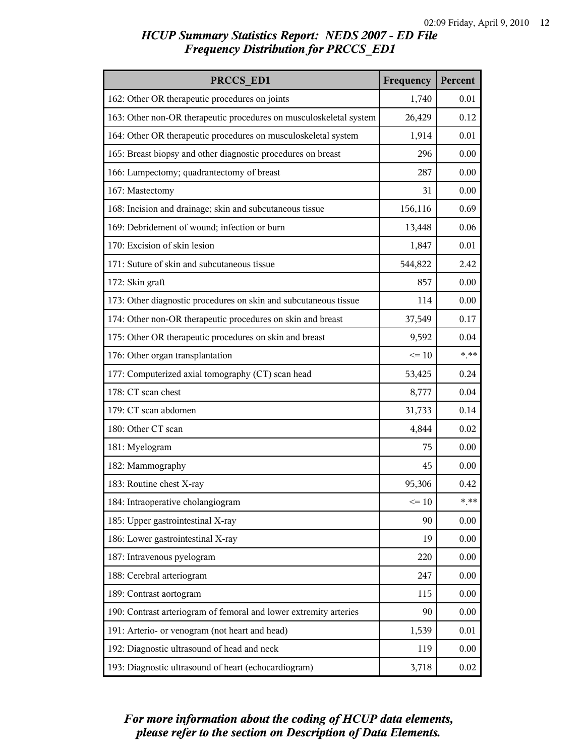# HCUP Summary Statistics Report: NEDS 2007 - ED File
## Frequency Distribution for PRCCS_ED1

| PRCCS_ED1 | Frequency | Percent |
|---|---|---|
| 162: Other OR therapeutic procedures on joints | 1,740 | 0.01 |
| 163: Other non-OR therapeutic procedures on musculoskeletal system | 26,429 | 0.12 |
| 164: Other OR therapeutic procedures on musculoskeletal system | 1,914 | 0.01 |
| 165: Breast biopsy and other diagnostic procedures on breast | 296 | 0.00 |
| 166: Lumpectomy; quadrantectomy of breast | 287 | 0.00 |
| 167: Mastectomy | 31 | 0.00 |
| 168: Incision and drainage; skin and subcutaneous tissue | 156,116 | 0.69 |
| 169: Debridement of wound; infection or burn | 13,448 | 0.06 |
| 170: Excision of skin lesion | 1,847 | 0.01 |
| 171: Suture of skin and subcutaneous tissue | 544,822 | 2.42 |
| 172: Skin graft | 857 | 0.00 |
| 173: Other diagnostic procedures on skin and subcutaneous tissue | 114 | 0.00 |
| 174: Other non-OR therapeutic procedures on skin and breast | 37,549 | 0.17 |
| 175: Other OR therapeutic procedures on skin and breast | 9,592 | 0.04 |
| 176: Other organ transplantation | <= 10 | *.** |
| 177: Computerized axial tomography (CT) scan head | 53,425 | 0.24 |
| 178: CT scan chest | 8,777 | 0.04 |
| 179: CT scan abdomen | 31,733 | 0.14 |
| 180: Other CT scan | 4,844 | 0.02 |
| 181: Myelogram | 75 | 0.00 |
| 182: Mammography | 45 | 0.00 |
| 183: Routine chest X-ray | 95,306 | 0.42 |
| 184: Intraoperative cholangiogram | <= 10 | *.** |
| 185: Upper gastrointestinal X-ray | 90 | 0.00 |
| 186: Lower gastrointestinal X-ray | 19 | 0.00 |
| 187: Intravenous pyelogram | 220 | 0.00 |
| 188: Cerebral arteriogram | 247 | 0.00 |
| 189: Contrast aortogram | 115 | 0.00 |
| 190: Contrast arteriogram of femoral and lower extremity arteries | 90 | 0.00 |
| 191: Arterio- or venogram (not heart and head) | 1,539 | 0.01 |
| 192: Diagnostic ultrasound of head and neck | 119 | 0.00 |
| 193: Diagnostic ultrasound of heart (echocardiogram) | 3,718 | 0.02 |

*For more information about the coding of HCUP data elements, please refer to the section on Description of Data Elements.*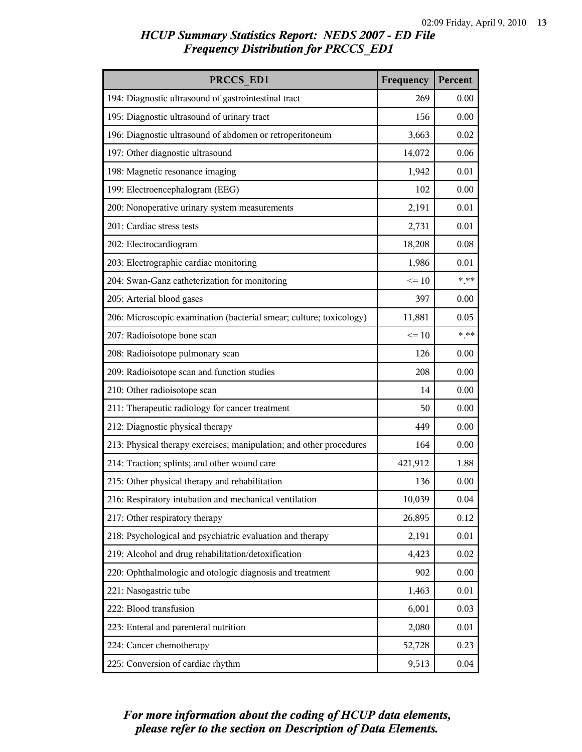# HCUP Summary Statistics Report: NEDS 2007 - ED File
## Frequency Distribution for PRCCS_ED1

| PRCCS_ED1 | Frequency | Percent |
|---|---|---|
| 194: Diagnostic ultrasound of gastrointestinal tract | 269 | 0.00 |
| 195: Diagnostic ultrasound of urinary tract | 156 | 0.00 |
| 196: Diagnostic ultrasound of abdomen or retroperitoneum | 3,663 | 0.02 |
| 197: Other diagnostic ultrasound | 14,072 | 0.06 |
| 198: Magnetic resonance imaging | 1,942 | 0.01 |
| 199: Electroencephalogram (EEG) | 102 | 0.00 |
| 200: Nonoperative urinary system measurements | 2,191 | 0.01 |
| 201: Cardiac stress tests | 2,731 | 0.01 |
| 202: Electrocardiogram | 18,208 | 0.08 |
| 203: Electrographic cardiac monitoring | 1,986 | 0.01 |
| 204: Swan-Ganz catheterization for monitoring | <= 10 | *.** |
| 205: Arterial blood gases | 397 | 0.00 |
| 206: Microscopic examination (bacterial smear; culture; toxicology) | 11,881 | 0.05 |
| 207: Radioisotope bone scan | <= 10 | *.** |
| 208: Radioisotope pulmonary scan | 126 | 0.00 |
| 209: Radioisotope scan and function studies | 208 | 0.00 |
| 210: Other radioisotope scan | 14 | 0.00 |
| 211: Therapeutic radiology for cancer treatment | 50 | 0.00 |
| 212: Diagnostic physical therapy | 449 | 0.00 |
| 213: Physical therapy exercises; manipulation; and other procedures | 164 | 0.00 |
| 214: Traction; splints; and other wound care | 421,912 | 1.88 |
| 215: Other physical therapy and rehabilitation | 136 | 0.00 |
| 216: Respiratory intubation and mechanical ventilation | 10,039 | 0.04 |
| 217: Other respiratory therapy | 26,895 | 0.12 |
| 218: Psychological and psychiatric evaluation and therapy | 2,191 | 0.01 |
| 219: Alcohol and drug rehabilitation/detoxification | 4,423 | 0.02 |
| 220: Ophthalmologic and otologic diagnosis and treatment | 902 | 0.00 |
| 221: Nasogastric tube | 1,463 | 0.01 |
| 222: Blood transfusion | 6,001 | 0.03 |
| 223: Enteral and parenteral nutrition | 2,080 | 0.01 |
| 224: Cancer chemotherapy | 52,728 | 0.23 |
| 225: Conversion of cardiac rhythm | 9,513 | 0.04 |

*For more information about the coding of HCUP data elements, please refer to the section on Description of Data Elements.*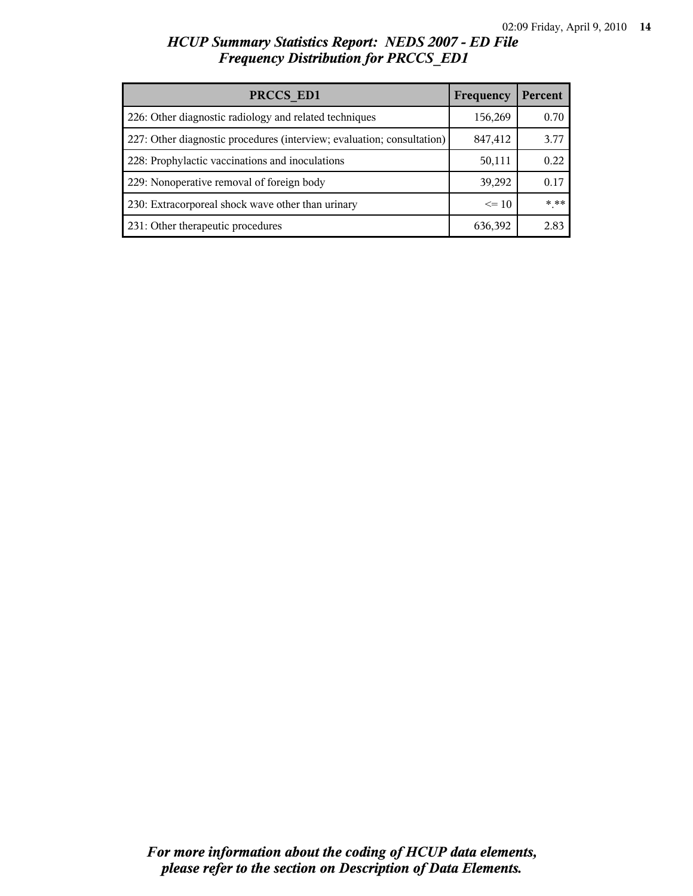*HCUP Summary Statistics Report: NEDS 2007 - ED File*
*Frequency Distribution for PRCCS_ED1*

| PRCCS_ED1 | Frequency | Percent |
|---|---|---|
| 226: Other diagnostic radiology and related techniques | 156,269 | 0.70 |
| 227: Other diagnostic procedures (interview; evaluation; consultation) | 847,412 | 3.77 |
| 228: Prophylactic vaccinations and inoculations | 50,111 | 0.22 |
| 229: Nonoperative removal of foreign body | 39,292 | 0.17 |
| 230: Extracorporeal shock wave other than urinary | <= 10 | *.** |
| 231: Other therapeutic procedures | 636,392 | 2.83 |

***For more information about the coding of HCUP data elements, please refer to the section on Description of Data Elements.***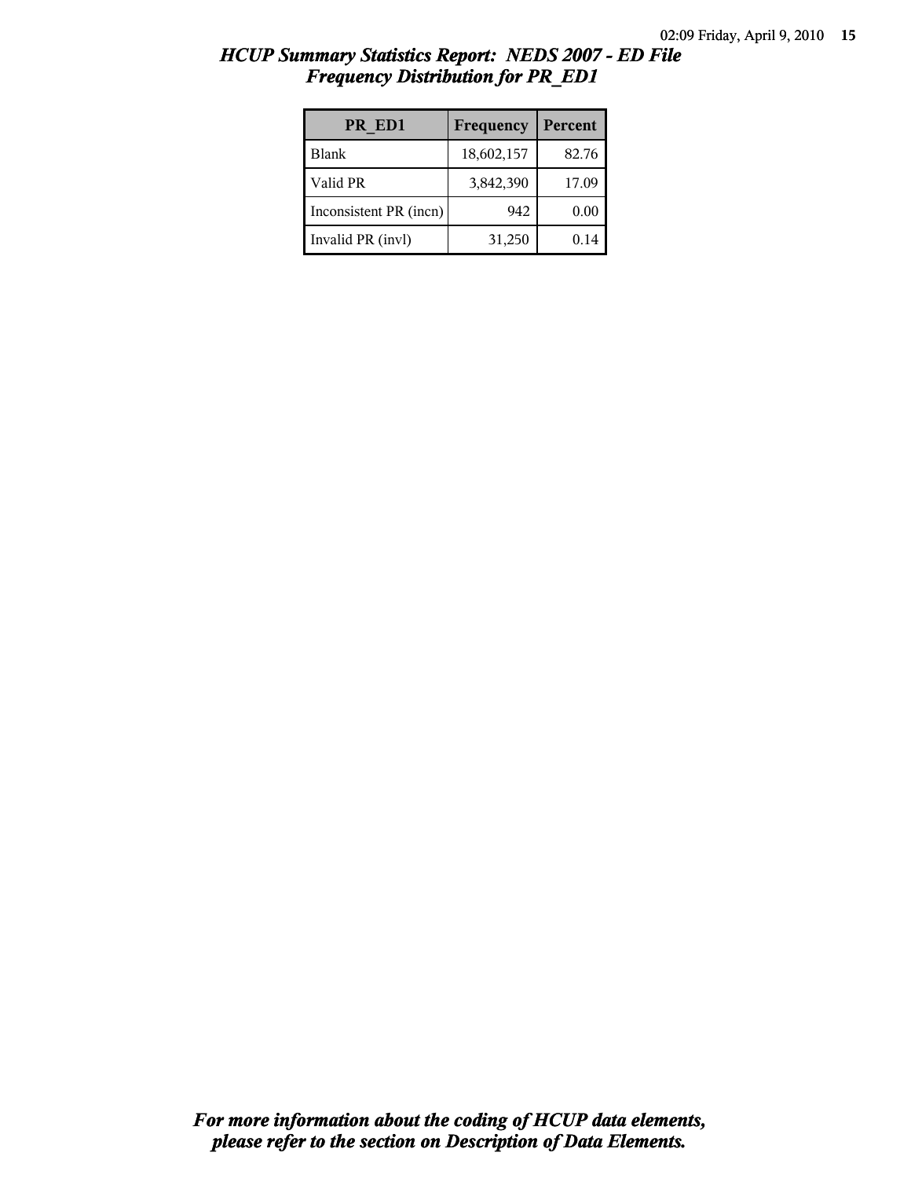# HCUP Summary Statistics Report: NEDS 2007 - ED File
## Frequency Distribution for PR_ED1

| PR_ED1 | Frequency | Percent |
|---|---|---|
| Blank | 18,602,157 | 82.76 |
| Valid PR | 3,842,390 | 17.09 |
| Inconsistent PR (incn) | 942 | 0.00 |
| Invalid PR (invl) | 31,250 | 0.14 |

***For more information about the coding of HCUP data elements, please refer to the section on Description of Data Elements.***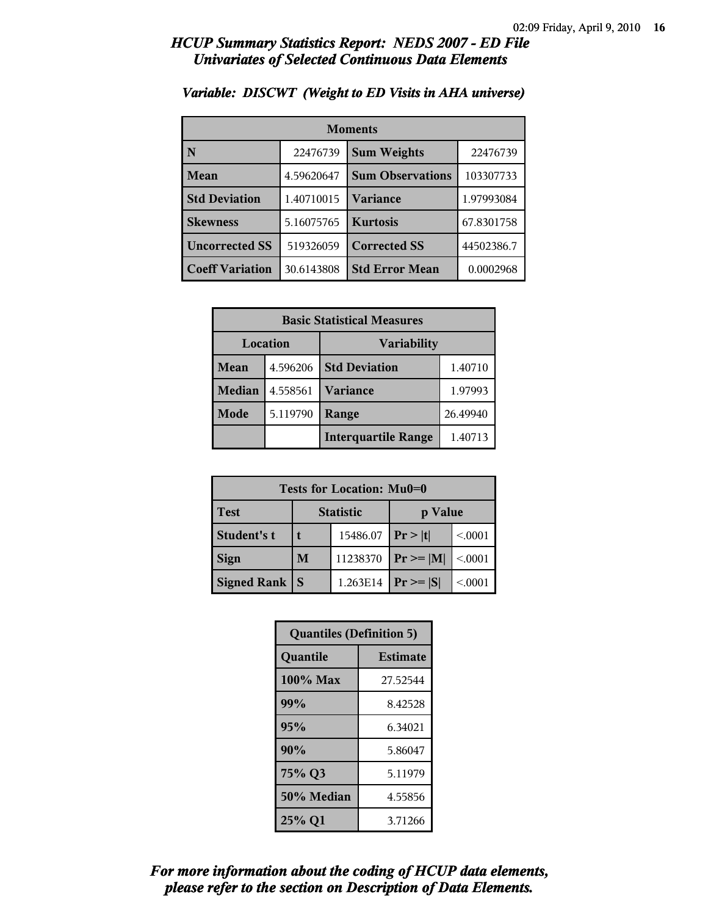## HCUP Summary Statistics Report: NEDS 2007 - ED File
## Univariates of Selected Continuous Data Elements

### Variable: DISCWT (Weight to ED Visits in AHA universe)

| Moments | | | |
|---|---|---|---|
| **N** | 22476739 | **Sum Weights** | 22476739 |
| **Mean** | 4.59620647 | **Sum Observations** | 103307733 |
| **Std Deviation** | 1.40710015 | **Variance** | 1.97993084 |
| **Skewness** | 5.16075765 | **Kurtosis** | 67.8301758 |
| **Uncorrected SS** | 519326059 | **Corrected SS** | 44502386.7 |
| **Coeff Variation** | 30.6143808 | **Std Error Mean** | 0.0002968 |

| Basic Statistical Measures | | | |
|---|---|---|---|
| **Location** | | **Variability** | |
| **Mean** | 4.596206 | **Std Deviation** | 1.40710 |
| **Median** | 4.558561 | **Variance** | 1.97993 |
| **Mode** | 5.119790 | **Range** | 26.49940 |
| | | **Interquartile Range** | 1.40713 |

| Tests for Location: Mu0=0 | | | | |
|---|---|---|---|---|
| **Test** | **Statistic** | | **p Value** | |
| **Student's t** | **t** | 15486.07 | **Pr > \|t\|** | <.0001 |
| **Sign** | **M** | 11238370 | **Pr >= \|M\|** | <.0001 |
| **Signed Rank** | **S** | 1.263E14 | **Pr >= \|S\|** | <.0001 |

| Quantiles (Definition 5) | |
|---|---|
| **Quantile** | **Estimate** |
| **100% Max** | 27.52544 |
| **99%** | 8.42528 |
| **95%** | 6.34021 |
| **90%** | 5.86047 |
| **75% Q3** | 5.11979 |
| **50% Median** | 4.55856 |
| **25% Q1** | 3.71266 |

***For more information about the coding of HCUP data elements, please refer to the section on Description of Data Elements.***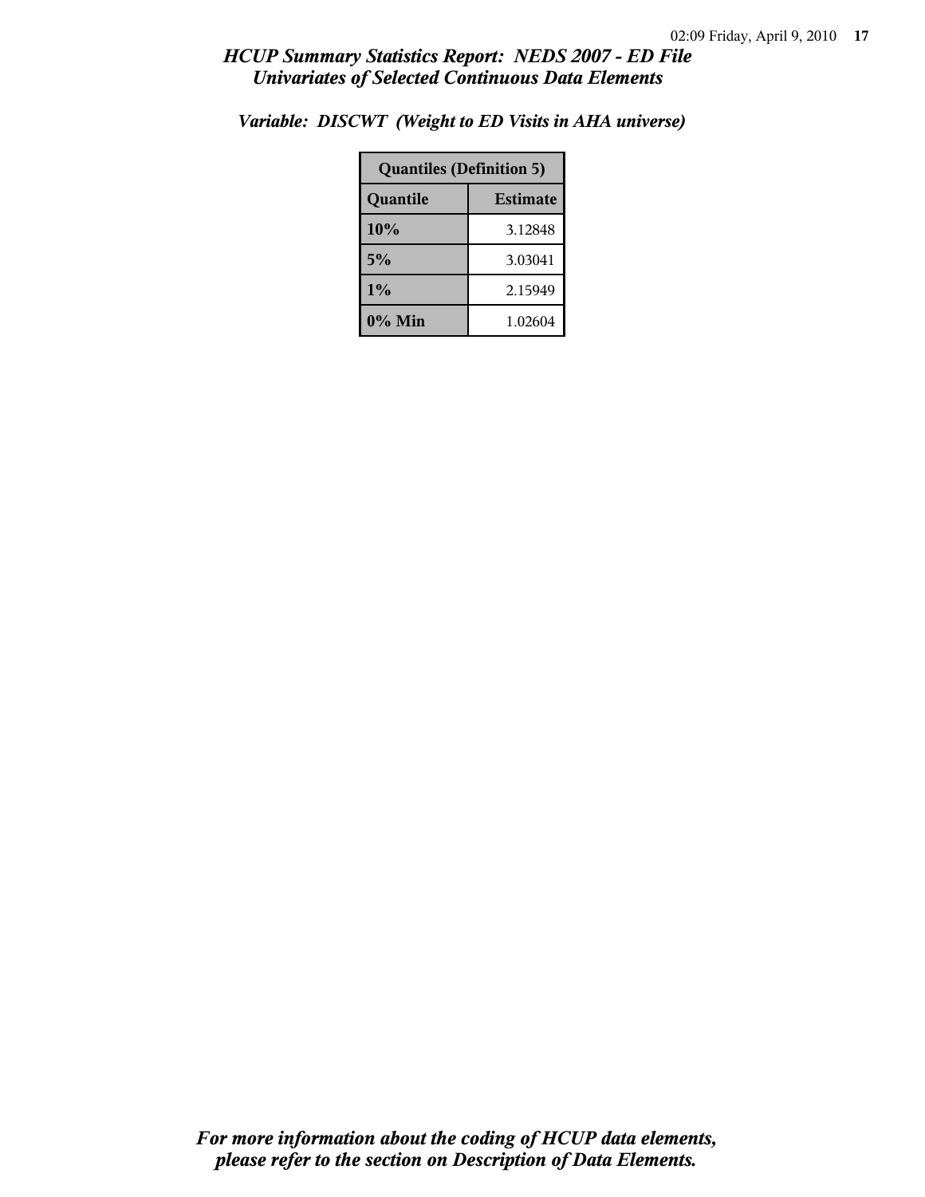### Variable: DISCWT (Weight to ED Visits in AHA universe)

| Quantiles (Definition 5) | |
|---|---|
| **Quantile** | **Estimate** |
| **10%** | 3.12848 |
| **5%** | 3.03041 |
| **1%** | 2.15949 |
| **0% Min** | 1.02604 |

***For more information about the coding of HCUP data elements, please refer to the section on Description of Data Elements.***